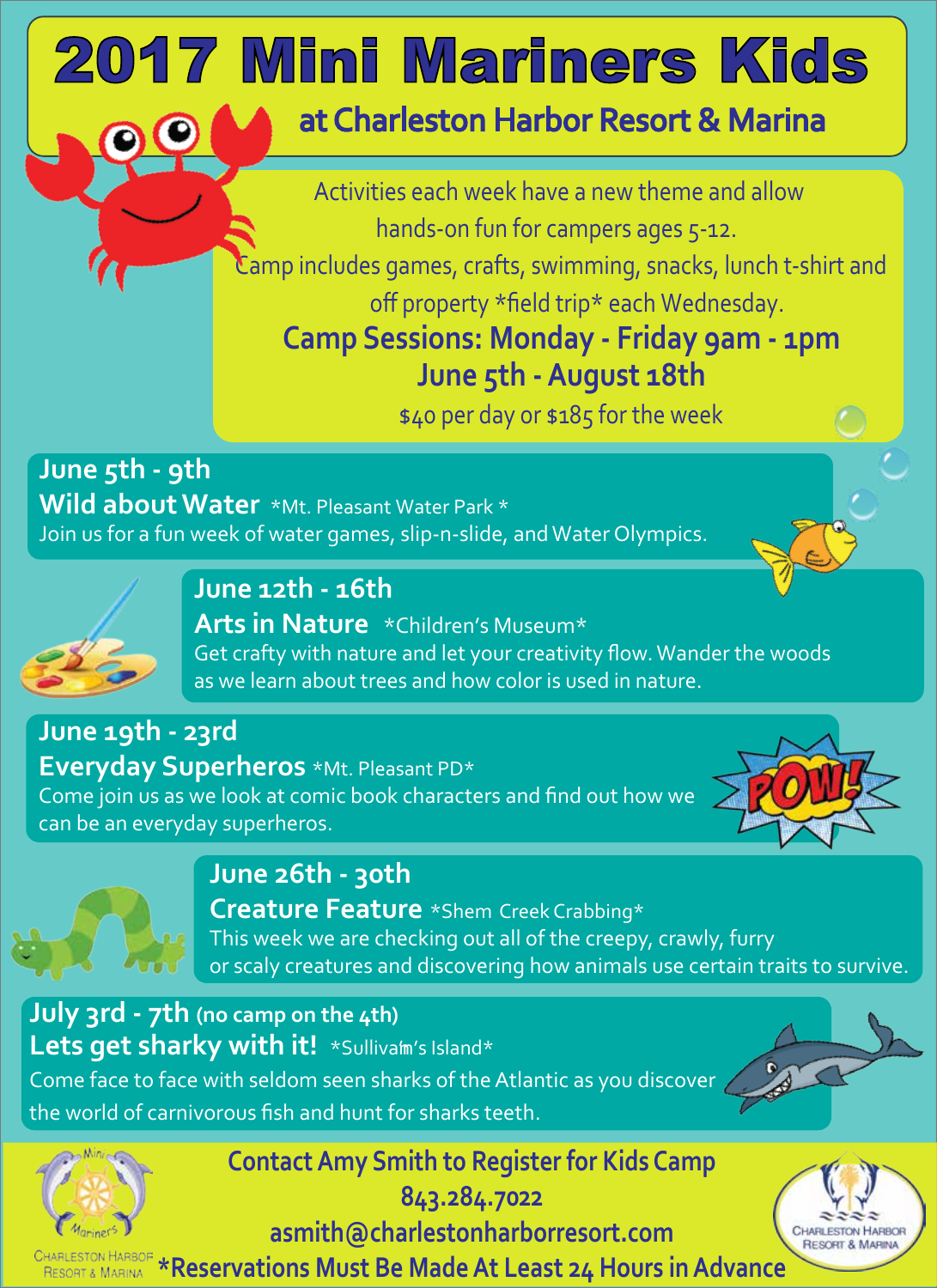# 2017 Mini Mariners Kids

## at Charleston Harbor Resort & Marina

Activities each week have a new theme and allow hands-on fun for campers ages 5-12. Camp includes games, crafts, swimming, snacks, lunch t-shirt and off property *field trip* each Wednesday.

**Camp Sessions: Monday - Friday 9am - 1pm**

**June 5th - August 18th**

$40 per day or $185 for the week

### June 5th - 9th

**Wild about Water** *Mt. Pleasant Water Park *

Join us for a fun week of water games, slip-n-slide, and Water Olympics.

### June 12th - 16th

**Arts in Nature** *Children's Museum*

Get crafty with nature and let your creativity flow. Wander the woods as we learn about trees and how color is used in nature.

### June 19th - 23rd

**Everyday Superheros** *Mt. Pleasant PD*

Come join us as we look at comic book characters and find out how we can be an everyday superheros.

### June 26th - 30th

**Creature Feature** *Shem Creek Crabbing*

This week we are checking out all of the creepy, crawly, furry or scaly creatures and discovering how animals use certain traits to survive.

### July 3rd - 7th (no camp on the 4th)

**Lets get sharky with it!** *Sullivan's Island*

Come face to face with seldom seen sharks of the Atlantic as you discover the world of carnivorous fish and hunt for sharks teeth.

**Contact Amy Smith to Register for Kids Camp**

**843.284.7022**

**asmith@charlestonharborresort.com**

***Reservations Must Be Made At Least 24 Hours in Advance**

Charleston Harbor Resort & Marina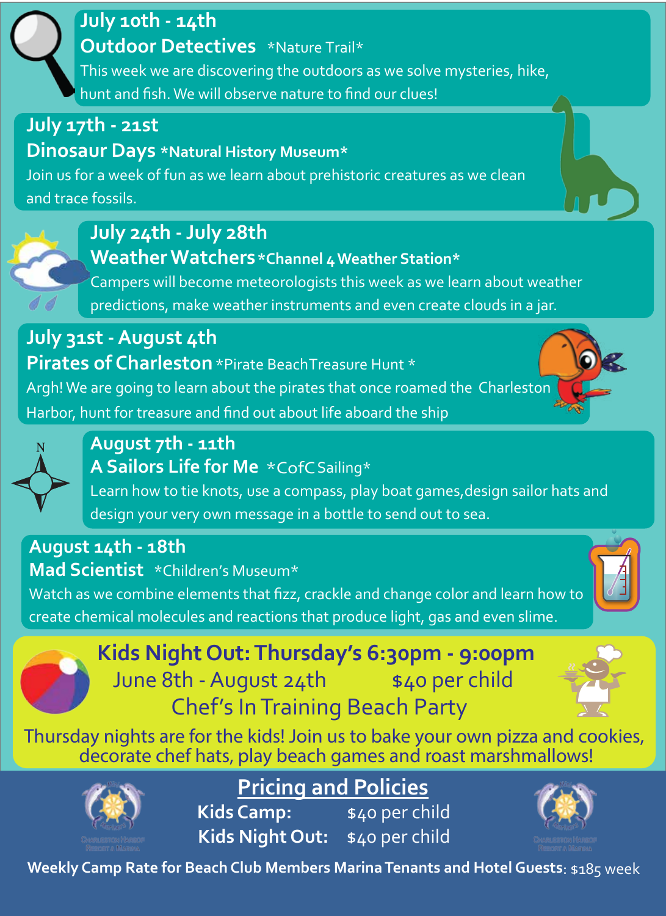## July 10th - 14th

### Outdoor Detectives *Nature Trail*

This week we are discovering the outdoors as we solve mysteries, hike, hunt and fish. We will observe nature to find our clues!

## July 17th - 21st

### Dinosaur Days *Natural History Museum*

Join us for a week of fun as we learn about prehistoric creatures as we clean and trace fossils.

## July 24th - July 28th

### Weather Watchers *Channel 4 Weather Station*

Campers will become meteorologists this week as we learn about weather predictions, make weather instruments and even create clouds in a jar.

## July 31st - August 4th

### Pirates of Charleston *Pirate Beach Treasure Hunt *

Argh! We are going to learn about the pirates that once roamed the Charleston Harbor, hunt for treasure and find out about life aboard the ship

## August 7th - 11th

### A Sailors Life for Me *CofC Sailing*

Learn how to tie knots, use a compass, play boat games, design sailor hats and design your very own message in a bottle to send out to sea.

## August 14th - 18th

### Mad Scientist *Children's Museum*

Watch as we combine elements that fizz, crackle and change color and learn how to create chemical molecules and reactions that produce light, gas and even slime.

## Kids Night Out: Thursday's 6:30pm - 9:00pm

June 8th - August 24th $40 per child

Chef's In Training Beach Party

Thursday nights are for the kids! Join us to bake your own pizza and cookies, decorate chef hats, play beach games and roast marshmallows!

## Pricing and Policies

**Kids Camp:** $40 per child

**Kids Night Out:** $40 per child

**Weekly Camp Rate for Beach Club Members Marina Tenants and Hotel Guests**: $185 week